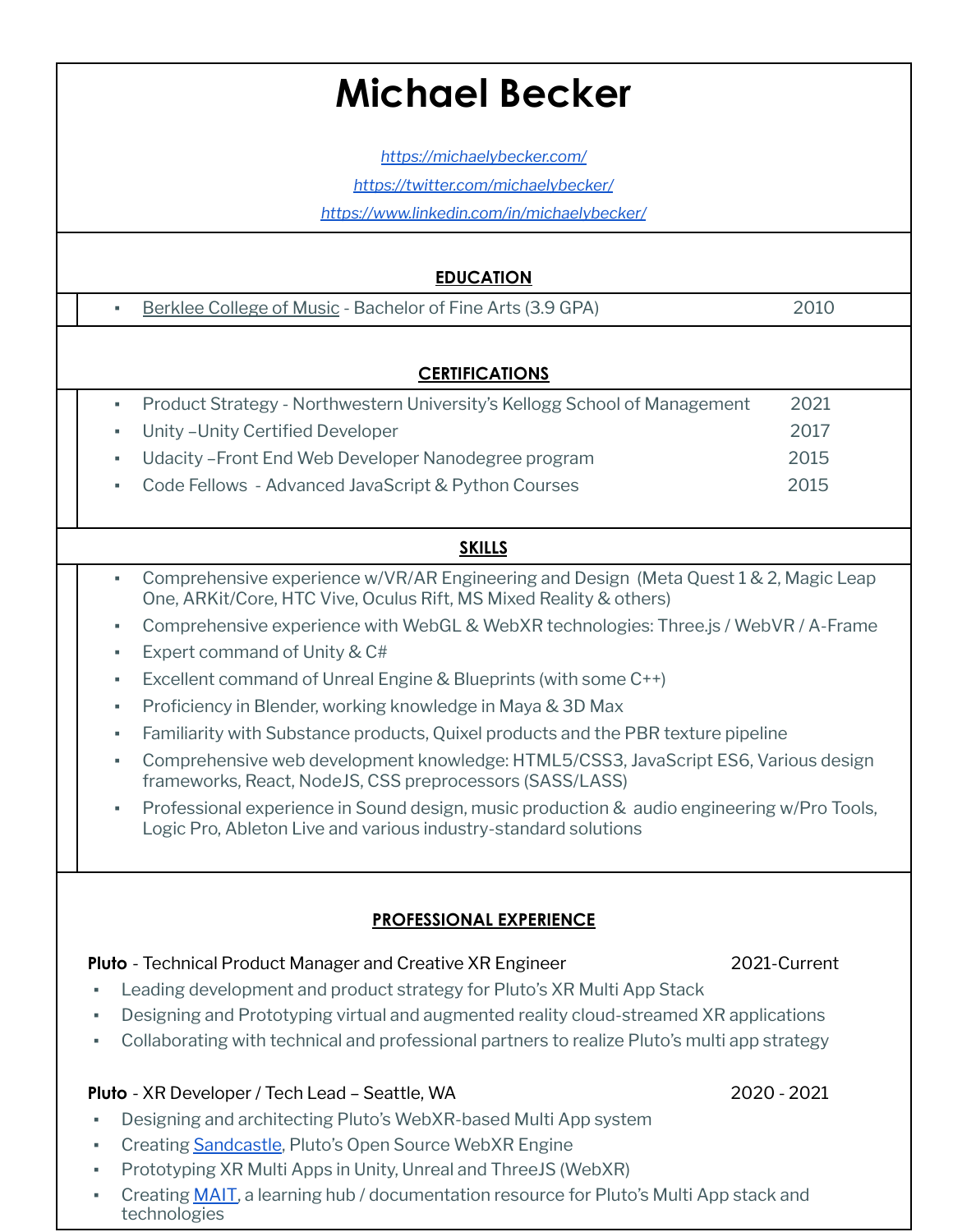# Michael Becker

[https://michaelybecker.com/](https://michaelybecker.com/)

[https://twitter.com/michaelybecker/](https://twitter.com/michaelybecker/)

[https://www.linkedin.com/in/michaelybecker/](https://www.linkedin.com/in/michaelybecker/)

## EDUCATION

- Berklee College of Music - Bachelor of Fine Arts (3.9 GPA) — 2010

## CERTIFICATIONS

- Product Strategy - Northwestern University's Kellogg School of Management — 2021
- Unity –Unity Certified Developer — 2017
- Udacity –Front End Web Developer Nanodegree program — 2015
- Code Fellows - Advanced JavaScript & Python Courses — 2015

## SKILLS

- Comprehensive experience w/VR/AR Engineering and Design (Meta Quest 1 & 2, Magic Leap One, ARKit/Core, HTC Vive, Oculus Rift, MS Mixed Reality & others)
- Comprehensive experience with WebGL & WebXR technologies: Three.js / WebVR / A-Frame
- Expert command of Unity & C#
- Excellent command of Unreal Engine & Blueprints (with some C++)
- Proficiency in Blender, working knowledge in Maya & 3D Max
- Familiarity with Substance products, Quixel products and the PBR texture pipeline
- Comprehensive web development knowledge: HTML5/CSS3, JavaScript ES6, Various design frameworks, React, NodeJS, CSS preprocessors (SASS/LASS)
- Professional experience in Sound design, music production & audio engineering w/Pro Tools, Logic Pro, Ableton Live and various industry-standard solutions

## PROFESSIONAL EXPERIENCE

**Pluto** - Technical Product Manager and Creative XR Engineer — 2021-Current

- Leading development and product strategy for Pluto's XR Multi App Stack
- Designing and Prototyping virtual and augmented reality cloud-streamed XR applications
- Collaborating with technical and professional partners to realize Pluto's multi app strategy

**Pluto** - XR Developer / Tech Lead – Seattle, WA — 2020 - 2021

- Designing and architecting Pluto's WebXR-based Multi App system
- Creating Sandcastle, Pluto's Open Source WebXR Engine
- Prototyping XR Multi Apps in Unity, Unreal and ThreeJS (WebXR)
- Creating MAIT, a learning hub / documentation resource for Pluto's Multi App stack and technologies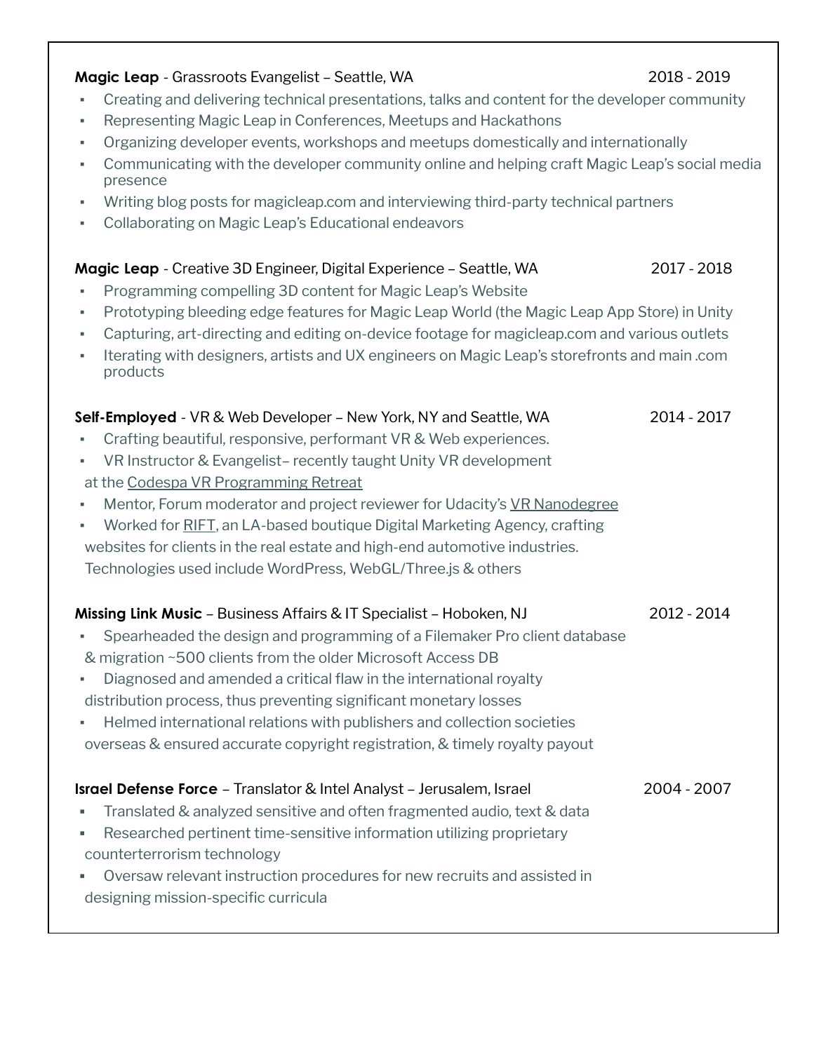**Magic Leap** - Grassroots Evangelist – Seattle, WA 2018 - 2019

- Creating and delivering technical presentations, talks and content for the developer community
- Representing Magic Leap in Conferences, Meetups and Hackathons
- Organizing developer events, workshops and meetups domestically and internationally
- Communicating with the developer community online and helping craft Magic Leap's social media presence
- Writing blog posts for magicleap.com and interviewing third-party technical partners
- Collaborating on Magic Leap's Educational endeavors

**Magic Leap** - Creative 3D Engineer, Digital Experience – Seattle, WA 2017 - 2018

- Programming compelling 3D content for Magic Leap's Website
- Prototyping bleeding edge features for Magic Leap World (the Magic Leap App Store) in Unity
- Capturing, art-directing and editing on-device footage for magicleap.com and various outlets
- Iterating with designers, artists and UX engineers on Magic Leap's storefronts and main .com products

**Self-Employed** - VR & Web Developer – New York, NY and Seattle, WA 2014 - 2017

- Crafting beautiful, responsive, performant VR & Web experiences.
- VR Instructor & Evangelist– recently taught Unity VR development at the Codespa VR Programming Retreat
- Mentor, Forum moderator and project reviewer for Udacity's VR Nanodegree
- Worked for RIFT, an LA-based boutique Digital Marketing Agency, crafting websites for clients in the real estate and high-end automotive industries. Technologies used include WordPress, WebGL/Three.js & others

**Missing Link Music** – Business Affairs & IT Specialist – Hoboken, NJ 2012 - 2014

- Spearheaded the design and programming of a Filemaker Pro client database & migration ~500 clients from the older Microsoft Access DB
- Diagnosed and amended a critical flaw in the international royalty distribution process, thus preventing significant monetary losses
- Helmed international relations with publishers and collection societies overseas & ensured accurate copyright registration, & timely royalty payout

**Israel Defense Force** – Translator & Intel Analyst – Jerusalem, Israel 2004 - 2007

- Translated & analyzed sensitive and often fragmented audio, text & data
- Researched pertinent time-sensitive information utilizing proprietary counterterrorism technology
- Oversaw relevant instruction procedures for new recruits and assisted in designing mission-specific curricula